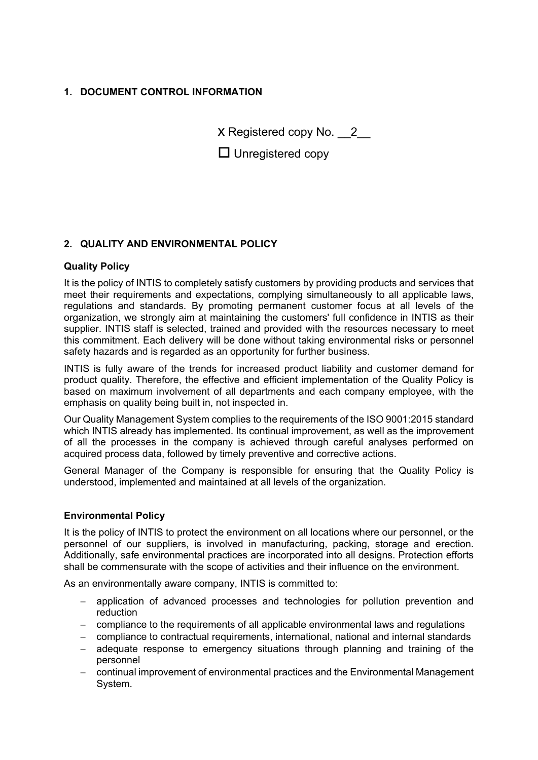## 1. DOCUMENT CONTROL INFORMATION

x Registered copy No. __2__

☐ Unregistered copy

## 2. QUALITY AND ENVIRONMENTAL POLICY

### Quality Policy

It is the policy of INTIS to completely satisfy customers by providing products and services that meet their requirements and expectations, complying simultaneously to all applicable laws, regulations and standards. By promoting permanent customer focus at all levels of the organization, we strongly aim at maintaining the customers' full confidence in INTIS as their supplier. INTIS staff is selected, trained and provided with the resources necessary to meet this commitment. Each delivery will be done without taking environmental risks or personnel safety hazards and is regarded as an opportunity for further business.

INTIS is fully aware of the trends for increased product liability and customer demand for product quality. Therefore, the effective and efficient implementation of the Quality Policy is based on maximum involvement of all departments and each company employee, with the emphasis on quality being built in, not inspected in.

Our Quality Management System complies to the requirements of the ISO 9001:2015 standard which INTIS already has implemented. Its continual improvement, as well as the improvement of all the processes in the company is achieved through careful analyses performed on acquired process data, followed by timely preventive and corrective actions.

General Manager of the Company is responsible for ensuring that the Quality Policy is understood, implemented and maintained at all levels of the organization.

### Environmental Policy

It is the policy of INTIS to protect the environment on all locations where our personnel, or the personnel of our suppliers, is involved in manufacturing, packing, storage and erection. Additionally, safe environmental practices are incorporated into all designs. Protection efforts shall be commensurate with the scope of activities and their influence on the environment.

As an environmentally aware company, INTIS is committed to:

- application of advanced processes and technologies for pollution prevention and reduction
- compliance to the requirements of all applicable environmental laws and regulations
- compliance to contractual requirements, international, national and internal standards
- adequate response to emergency situations through planning and training of the personnel
- continual improvement of environmental practices and the Environmental Management System.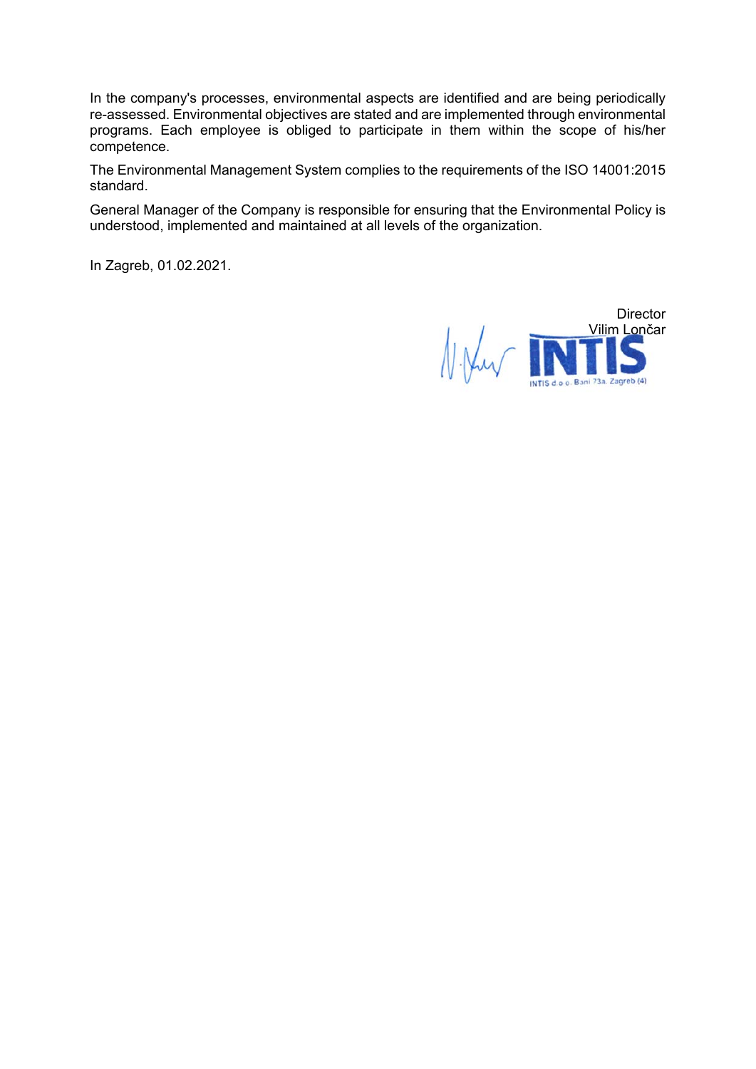In the company's processes, environmental aspects are identified and are being periodically re-assessed. Environmental objectives are stated and are implemented through environmental programs. Each employee is obliged to participate in them within the scope of his/her competence.

The Environmental Management System complies to the requirements of the ISO 14001:2015 standard.

General Manager of the Company is responsible for ensuring that the Environmental Policy is understood, implemented and maintained at all levels of the organization.

In Zagreb, 01.02.2021.

Director
Vilim Lončar

INTIS

INTIS d.o.o. Bani 73a, Zagreb (4)